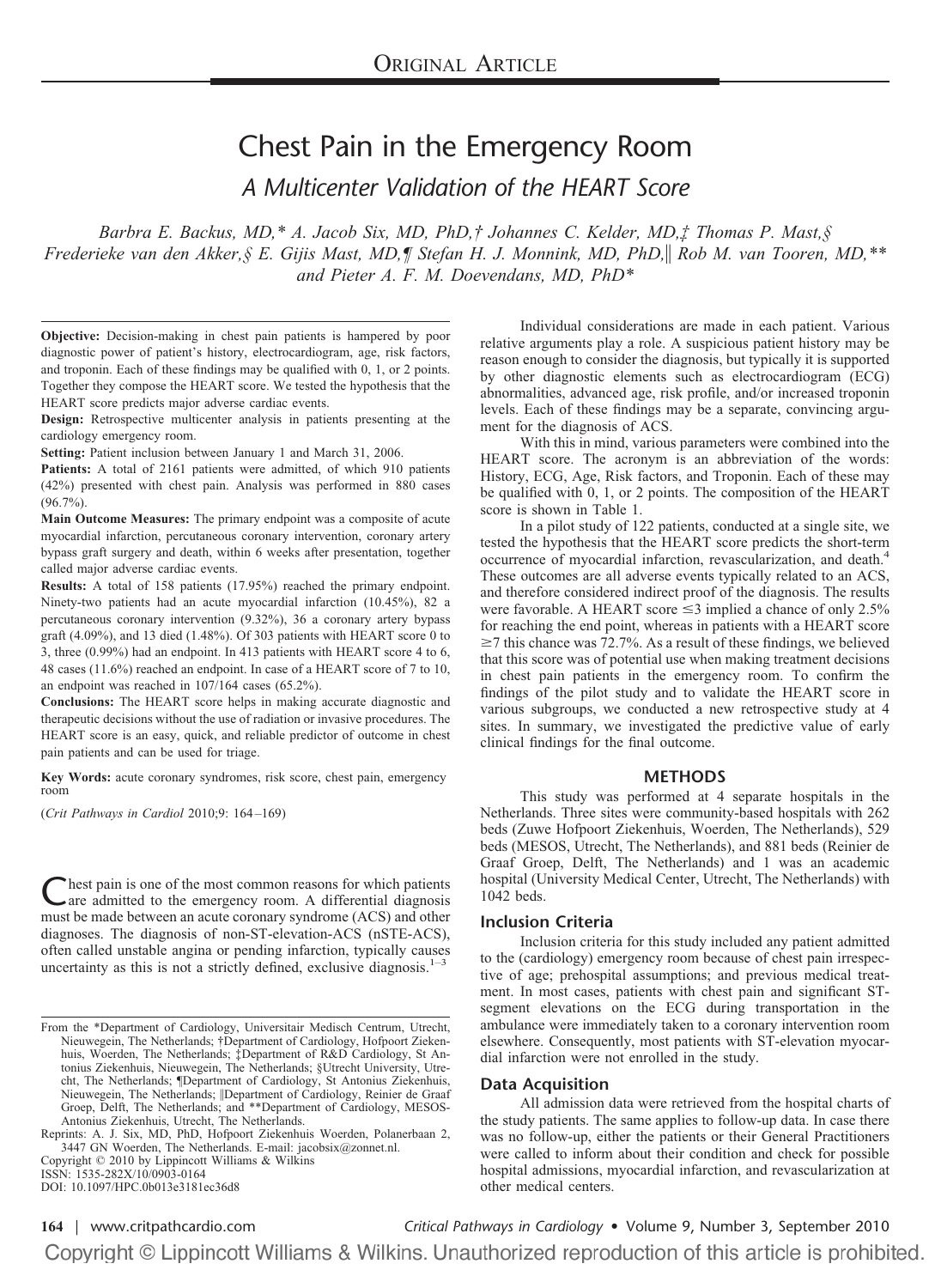ORIGINAL ARTICLE

# Chest Pain in the Emergency Room

## *A Multicenter Validation of the HEART Score*

*Barbra E. Backus, MD,\* A. Jacob Six, MD, PhD,† Johannes C. Kelder, MD,‡ Thomas P. Mast,§ Frederieke van den Akker,§ E. Gijis Mast, MD,¶ Stefan H. J. Monnink, MD, PhD,‖ Rob M. van Tooren, MD,\*\* and Pieter A. F. M. Doevendans, MD, PhD\**

**Objective:** Decision-making in chest pain patients is hampered by poor diagnostic power of patient's history, electrocardiogram, age, risk factors, and troponin. Each of these findings may be qualified with 0, 1, or 2 points. Together they compose the HEART score. We tested the hypothesis that the HEART score predicts major adverse cardiac events.

**Design:** Retrospective multicenter analysis in patients presenting at the cardiology emergency room.

**Setting:** Patient inclusion between January 1 and March 31, 2006.

**Patients:** A total of 2161 patients were admitted, of which 910 patients (42%) presented with chest pain. Analysis was performed in 880 cases (96.7%).

**Main Outcome Measures:** The primary endpoint was a composite of acute myocardial infarction, percutaneous coronary intervention, coronary artery bypass graft surgery and death, within 6 weeks after presentation, together called major adverse cardiac events.

**Results:** A total of 158 patients (17.95%) reached the primary endpoint. Ninety-two patients had an acute myocardial infarction (10.45%), 82 a percutaneous coronary intervention (9.32%), 36 a coronary artery bypass graft (4.09%), and 13 died (1.48%). Of 303 patients with HEART score 0 to 3, three (0.99%) had an endpoint. In 413 patients with HEART score 4 to 6, 48 cases (11.6%) reached an endpoint. In case of a HEART score of 7 to 10, an endpoint was reached in 107/164 cases (65.2%).

**Conclusions:** The HEART score helps in making accurate diagnostic and therapeutic decisions without the use of radiation or invasive procedures. The HEART score is an easy, quick, and reliable predictor of outcome in chest pain patients and can be used for triage.

**Key Words:** acute coronary syndromes, risk score, chest pain, emergency room

(*Crit Pathways in Cardiol* 2010;9: 164–169)

Chest pain is one of the most common reasons for which patients are admitted to the emergency room. A differential diagnosis must be made between an acute coronary syndrome (ACS) and other diagnoses. The diagnosis of non-ST-elevation-ACS (nSTE-ACS), often called unstable angina or pending infarction, typically causes uncertainty as this is not a strictly defined, exclusive diagnosis.[1–3]

From the \*Department of Cardiology, Universitair Medisch Centrum, Utrecht, Nieuwegein, The Netherlands; †Department of Cardiology, Hofpoort Ziekenhuis, Woerden, The Netherlands; ‡Department of R&D Cardiology, St Antonius Ziekenhuis, Nieuwegein, The Netherlands; §Utrecht University, Utrecht, The Netherlands; ¶Department of Cardiology, St Antonius Ziekenhuis, Nieuwegein, The Netherlands; ‖Department of Cardiology, Reinier de Graaf Groep, Delft, The Netherlands; and \*\*Department of Cardiology, MESOS-Antonius Ziekenhuis, Utrecht, The Netherlands.

Reprints: A. J. Six, MD, PhD, Hofpoort Ziekenhuis Woerden, Polanerbaan 2, 3447 GN Woerden, The Netherlands. E-mail: jacobsix@zonnet.nl.

Copyright © 2010 by Lippincott Williams & Wilkins

ISSN: 1535-282X/10/0903-0164

DOI: 10.1097/HPC.0b013e3181ec36d8

Individual considerations are made in each patient. Various relative arguments play a role. A suspicious patient history may be reason enough to consider the diagnosis, but typically it is supported by other diagnostic elements such as electrocardiogram (ECG) abnormalities, advanced age, risk profile, and/or increased troponin levels. Each of these findings may be a separate, convincing argument for the diagnosis of ACS.

With this in mind, various parameters were combined into the HEART score. The acronym is an abbreviation of the words: History, ECG, Age, Risk factors, and Troponin. Each of these may be qualified with 0, 1, or 2 points. The composition of the HEART score is shown in Table 1.

In a pilot study of 122 patients, conducted at a single site, we tested the hypothesis that the HEART score predicts the short-term occurrence of myocardial infarction, revascularization, and death.[4] These outcomes are all adverse events typically related to an ACS, and therefore considered indirect proof of the diagnosis. The results were favorable. A HEART score ≤3 implied a chance of only 2.5% for reaching the end point, whereas in patients with a HEART score ≥7 this chance was 72.7%. As a result of these findings, we believed that this score was of potential use when making treatment decisions in chest pain patients in the emergency room. To confirm the findings of the pilot study and to validate the HEART score in various subgroups, we conducted a new retrospective study at 4 sites. In summary, we investigated the predictive value of early clinical findings for the final outcome.

## METHODS

This study was performed at 4 separate hospitals in the Netherlands. Three sites were community-based hospitals with 262 beds (Zuwe Hofpoort Ziekenhuis, Woerden, The Netherlands), 529 beds (MESOS, Utrecht, The Netherlands), and 881 beds (Reinier de Graaf Groep, Delft, The Netherlands) and 1 was an academic hospital (University Medical Center, Utrecht, The Netherlands) with 1042 beds.

### Inclusion Criteria

Inclusion criteria for this study included any patient admitted to the (cardiology) emergency room because of chest pain irrespective of age; prehospital assumptions; and previous medical treatment. In most cases, patients with chest pain and significant ST-segment elevations on the ECG during transportation in the ambulance were immediately taken to a coronary intervention room elsewhere. Consequently, most patients with ST-elevation myocardial infarction were not enrolled in the study.

### Data Acquisition

All admission data were retrieved from the hospital charts of the study patients. The same applies to follow-up data. In case there was no follow-up, either the patients or their General Practitioners were called to inform about their condition and check for possible hospital admissions, myocardial infarction, and revascularization at other medical centers.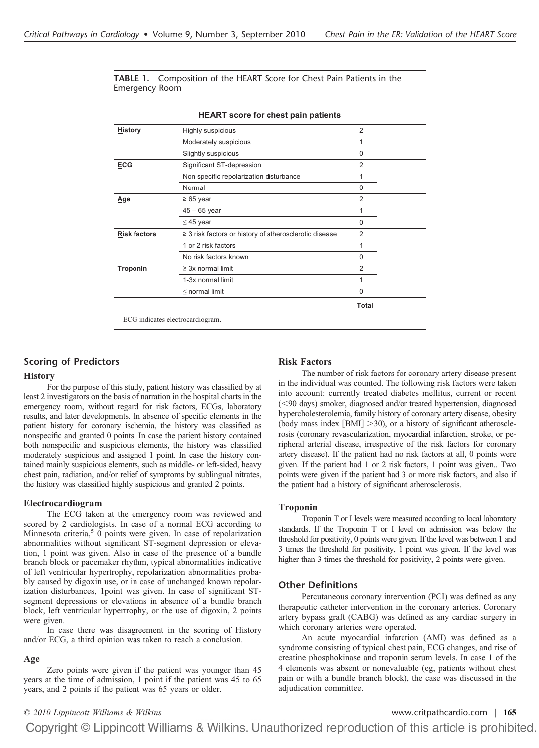**TABLE 1.** Composition of the HEART Score for Chest Pain Patients in the Emergency Room

| HEART score for chest pain patients | | | |
|---|---|---|---|
| **H**istory | Highly suspicious | 2 | |
| | Moderately suspicious | 1 | |
| | Slightly suspicious | 0 | |
| **E**CG | Significant ST-depression | 2 | |
| | Non specific repolarization disturbance | 1 | |
| | Normal | 0 | |
| **A**ge | ≥ 65 year | 2 | |
| | 45 – 65 year | 1 | |
| | ≤ 45 year | 0 | |
| **R**isk factors | ≥ 3 risk factors or history of atherosclerotic disease | 2 | |
| | 1 or 2 risk factors | 1 | |
| | No risk factors known | 0 | |
| **T**roponin | ≥ 3x normal limit | 2 | |
| | 1-3x normal limit | 1 | |
| | ≤ normal limit | 0 | |
| | | **Total** | |

ECG indicates electrocardiogram.

## Scoring of Predictors

### History

For the purpose of this study, patient history was classified by at least 2 investigators on the basis of narration in the hospital charts in the emergency room, without regard for risk factors, ECGs, laboratory results, and later developments. In absence of specific elements in the patient history for coronary ischemia, the history was classified as nonspecific and granted 0 points. In case the patient history contained both nonspecific and suspicious elements, the history was classified moderately suspicious and assigned 1 point. In case the history contained mainly suspicious elements, such as middle- or left-sided, heavy chest pain, radiation, and/or relief of symptoms by sublingual nitrates, the history was classified highly suspicious and granted 2 points.

### Electrocardiogram

The ECG taken at the emergency room was reviewed and scored by 2 cardiologists. In case of a normal ECG according to Minnesota criteria,[5] 0 points were given. In case of repolarization abnormalities without significant ST-segment depression or elevation, 1 point was given. Also in case of the presence of a bundle branch block or pacemaker rhythm, typical abnormalities indicative of left ventricular hypertrophy, repolarization abnormalities probably caused by digoxin use, or in case of unchanged known repolarization disturbances, 1point was given. In case of significant ST-segment depressions or elevations in absence of a bundle branch block, left ventricular hypertrophy, or the use of digoxin, 2 points were given.

In case there was disagreement in the scoring of History and/or ECG, a third opinion was taken to reach a conclusion.

### Age

Zero points were given if the patient was younger than 45 years at the time of admission, 1 point if the patient was 45 to 65 years, and 2 points if the patient was 65 years or older.

### Risk Factors

The number of risk factors for coronary artery disease present in the individual was counted. The following risk factors were taken into account: currently treated diabetes mellitus, current or recent (<90 days) smoker, diagnosed and/or treated hypertension, diagnosed hypercholesterolemia, family history of coronary artery disease, obesity (body mass index [BMI] >30), or a history of significant atherosclerosis (coronary revascularization, myocardial infarction, stroke, or peripheral arterial disease, irrespective of the risk factors for coronary artery disease). If the patient had no risk factors at all, 0 points were given. If the patient had 1 or 2 risk factors, 1 point was given.. Two points were given if the patient had 3 or more risk factors, and also if the patient had a history of significant atherosclerosis.

### Troponin

Troponin T or I levels were measured according to local laboratory standards. If the Troponin T or I level on admission was below the threshold for positivity, 0 points were given. If the level was between 1 and 3 times the threshold for positivity, 1 point was given. If the level was higher than 3 times the threshold for positivity, 2 points were given.

## Other Definitions

Percutaneous coronary intervention (PCI) was defined as any therapeutic catheter intervention in the coronary arteries. Coronary artery bypass graft (CABG) was defined as any cardiac surgery in which coronary arteries were operated.

An acute myocardial infarction (AMI) was defined as a syndrome consisting of typical chest pain, ECG changes, and rise of creatine phosphokinase and troponin serum levels. In case 1 of the 4 elements was absent or nonevaluable (eg, patients without chest pain or with a bundle branch block), the case was discussed in the adjudication committee.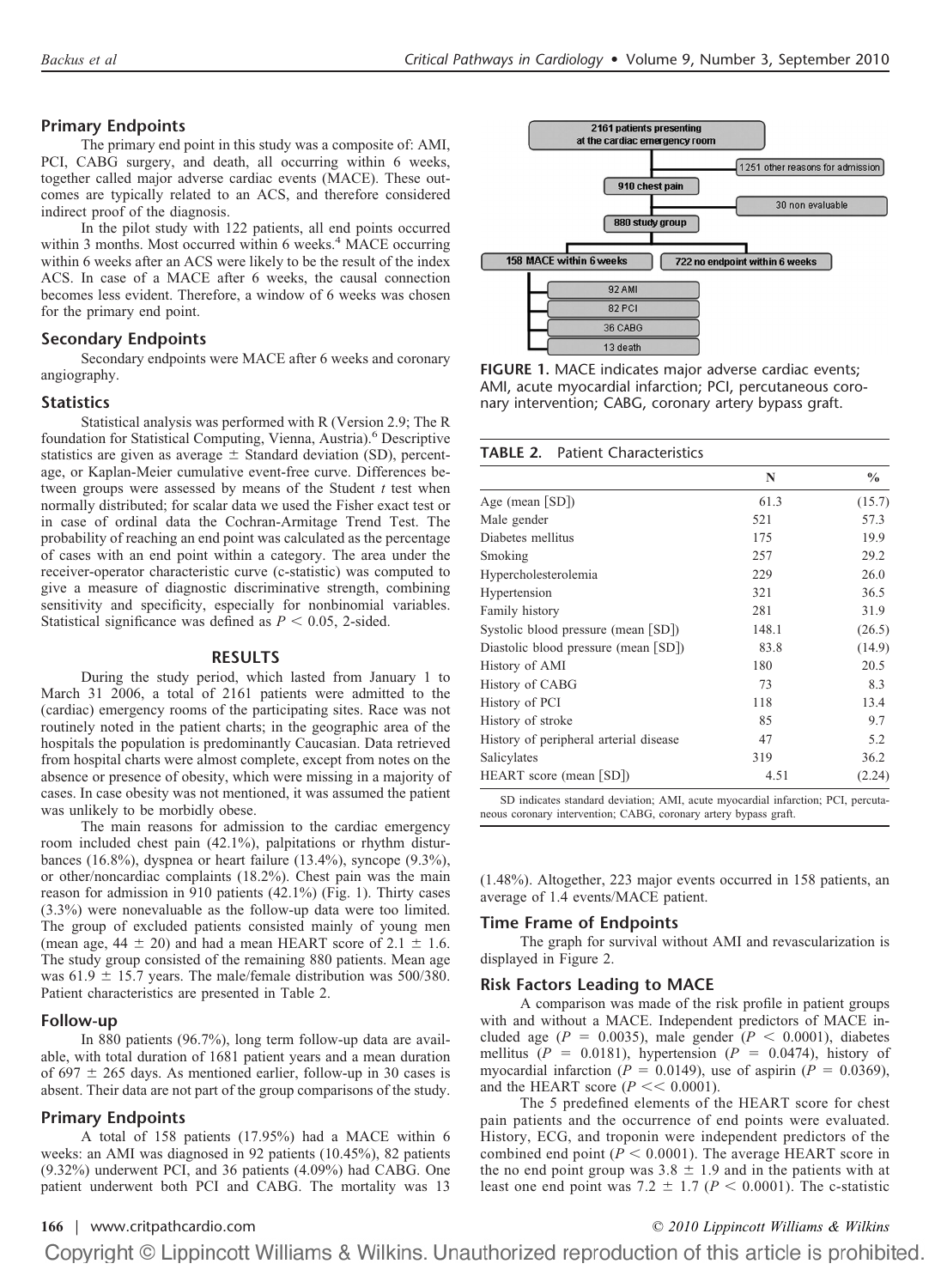## Primary Endpoints

The primary end point in this study was a composite of: AMI, PCI, CABG surgery, and death, all occurring within 6 weeks, together called major adverse cardiac events (MACE). These outcomes are typically related to an ACS, and therefore considered indirect proof of the diagnosis.

In the pilot study with 122 patients, all end points occurred within 3 months. Most occurred within 6 weeks.[4] MACE occurring within 6 weeks after an ACS were likely to be the result of the index ACS. In case of a MACE after 6 weeks, the causal connection becomes less evident. Therefore, a window of 6 weeks was chosen for the primary end point.

## Secondary Endpoints

Secondary endpoints were MACE after 6 weeks and coronary angiography.

## Statistics

Statistical analysis was performed with R (Version 2.9; The R foundation for Statistical Computing, Vienna, Austria).[6] Descriptive statistics are given as average ± Standard deviation (SD), percentage, or Kaplan-Meier cumulative event-free curve. Differences between groups were assessed by means of the Student $t$ test when normally distributed; for scalar data we used the Fisher exact test or in case of ordinal data the Cochran-Armitage Trend Test. The probability of reaching an end point was calculated as the percentage of cases with an end point within a category. The area under the receiver-operator characteristic curve (c-statistic) was computed to give a measure of diagnostic discriminative strength, combining sensitivity and specificity, especially for nonbinomial variables. Statistical significance was defined as $P < 0.05$, 2-sided.

# RESULTS

During the study period, which lasted from January 1 to March 31 2006, a total of 2161 patients were admitted to the (cardiac) emergency rooms of the participating sites. Race was not routinely noted in the patient charts; in the geographic area of the hospitals the population is predominantly Caucasian. Data retrieved from hospital charts were almost complete, except from notes on the absence or presence of obesity, which were missing in a majority of cases. In case obesity was not mentioned, it was assumed the patient was unlikely to be morbidly obese.

The main reasons for admission to the cardiac emergency room included chest pain (42.1%), palpitations or rhythm disturbances (16.8%), dyspnea or heart failure (13.4%), syncope (9.3%), or other/noncardiac complaints (18.2%). Chest pain was the main reason for admission in 910 patients (42.1%) (Fig. 1). Thirty cases (3.3%) were nonevaluable as the follow-up data were too limited. The group of excluded patients consisted mainly of young men (mean age, 44 ± 20) and had a mean HEART score of 2.1 ± 1.6. The study group consisted of the remaining 880 patients. Mean age was 61.9 ± 15.7 years. The male/female distribution was 500/380. Patient characteristics are presented in Table 2.

## Follow-up

In 880 patients (96.7%), long term follow-up data are available, with total duration of 1681 patient years and a mean duration of 697 ± 265 days. As mentioned earlier, follow-up in 30 cases is absent. Their data are not part of the group comparisons of the study.

## Primary Endpoints

A total of 158 patients (17.95%) had a MACE within 6 weeks: an AMI was diagnosed in 92 patients (10.45%), 82 patients (9.32%) underwent PCI, and 36 patients (4.09%) had CABG. One patient underwent both PCI and CABG. The mortality was 13 (1.48%). Altogether, 223 major events occurred in 158 patients, an average of 1.4 events/MACE patient.

2161 patients presenting at the cardiac emergency room → 1251 other reasons for admission; 910 chest pain → 30 non evaluable; 880 study group → 158 MACE within 6 weeks (92 AMI, 82 PCI, 36 CABG, 13 death); 722 no endpoint within 6 weeks

**FIGURE 1.** MACE indicates major adverse cardiac events; AMI, acute myocardial infarction; PCI, percutaneous coronary intervention; CABG, coronary artery bypass graft.

**TABLE 2.** Patient Characteristics

| | N | % |
|---|---|---|
| Age (mean [SD]) | 61.3 | (15.7) |
| Male gender | 521 | 57.3 |
| Diabetes mellitus | 175 | 19.9 |
| Smoking | 257 | 29.2 |
| Hypercholesterolemia | 229 | 26.0 |
| Hypertension | 321 | 36.5 |
| Family history | 281 | 31.9 |
| Systolic blood pressure (mean [SD]) | 148.1 | (26.5) |
| Diastolic blood pressure (mean [SD]) | 83.8 | (14.9) |
| History of AMI | 180 | 20.5 |
| History of CABG | 73 | 8.3 |
| History of PCI | 118 | 13.4 |
| History of stroke | 85 | 9.7 |
| History of peripheral arterial disease | 47 | 5.2 |
| Salicylates | 319 | 36.2 |
| HEART score (mean [SD]) | 4.51 | (2.24) |

SD indicates standard deviation; AMI, acute myocardial infarction; PCI, percutaneous coronary intervention; CABG, coronary artery bypass graft.

## Time Frame of Endpoints

The graph for survival without AMI and revascularization is displayed in Figure 2.

## Risk Factors Leading to MACE

A comparison was made of the risk profile in patient groups with and without a MACE. Independent predictors of MACE included age ($P = 0.0035$), male gender ($P < 0.0001$), diabetes mellitus ($P = 0.0181$), hypertension ($P = 0.0474$), history of myocardial infarction ($P = 0.0149$), use of aspirin ($P = 0.0369$), and the HEART score ($P << 0.0001$).

The 5 predefined elements of the HEART score for chest pain patients and the occurrence of end points were evaluated. History, ECG, and troponin were independent predictors of the combined end point ($P < 0.0001$). The average HEART score in the no end point group was 3.8 ± 1.9 and in the patients with at least one end point was 7.2 ± 1.7 ($P < 0.0001$). The c-statistic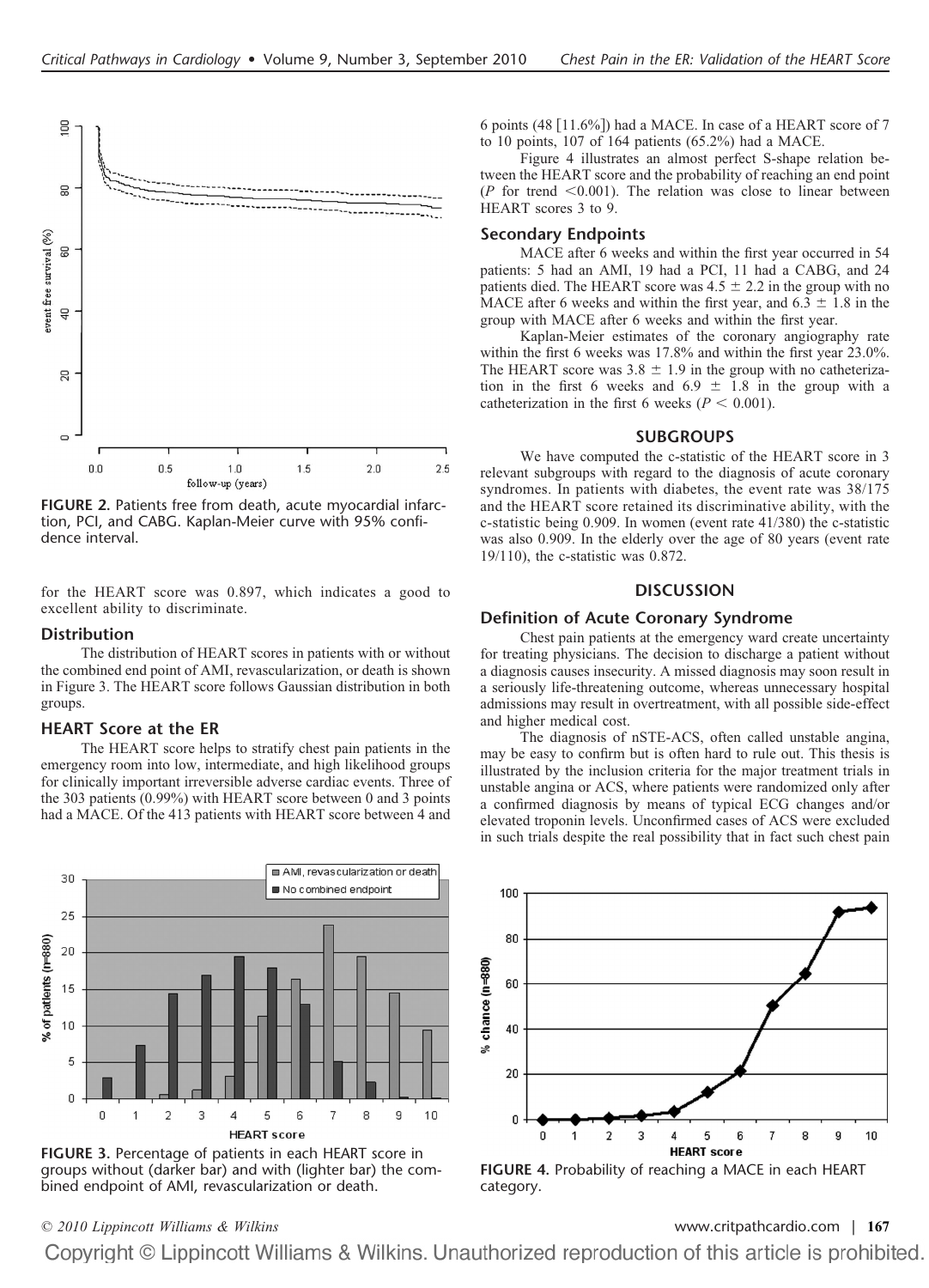FIGURE 2. Patients free from death, acute myocardial infarction, PCI, and CABG. Kaplan-Meier curve with 95% confidence interval.

for the HEART score was 0.897, which indicates a good to excellent ability to discriminate.

### Distribution

The distribution of HEART scores in patients with or without the combined end point of AMI, revascularization, or death is shown in Figure 3. The HEART score follows Gaussian distribution in both groups.

### HEART Score at the ER

The HEART score helps to stratify chest pain patients in the emergency room into low, intermediate, and high likelihood groups for clinically important irreversible adverse cardiac events. Three of the 303 patients (0.99%) with HEART score between 0 and 3 points had a MACE. Of the 413 patients with HEART score between 4 and 6 points (48 [11.6%]) had a MACE. In case of a HEART score of 7 to 10 points, 107 of 164 patients (65.2%) had a MACE.

Figure 4 illustrates an almost perfect S-shape relation between the HEART score and the probability of reaching an end point (*P* for trend $<0.001$). The relation was close to linear between HEART scores 3 to 9.

### Secondary Endpoints

MACE after 6 weeks and within the first year occurred in 54 patients: 5 had an AMI, 19 had a PCI, 11 had a CABG, and 24 patients died. The HEART score was $4.5 \pm 2.2$ in the group with no MACE after 6 weeks and within the first year, and $6.3 \pm 1.8$ in the group with MACE after 6 weeks and within the first year.

Kaplan-Meier estimates of the coronary angiography rate within the first 6 weeks was 17.8% and within the first year 23.0%. The HEART score was $3.8 \pm 1.9$ in the group with no catheterization in the first 6 weeks and $6.9 \pm 1.8$ in the group with a catheterization in the first 6 weeks ($P < 0.001$).

## SUBGROUPS

We have computed the c-statistic of the HEART score in 3 relevant subgroups with regard to the diagnosis of acute coronary syndromes. In patients with diabetes, the event rate was 38/175 and the HEART score retained its discriminative ability, with the c-statistic being 0.909. In women (event rate 41/380) the c-statistic was also 0.909. In the elderly over the age of 80 years (event rate 19/110), the c-statistic was 0.872.

## DISCUSSION

### Definition of Acute Coronary Syndrome

Chest pain patients at the emergency ward create uncertainty for treating physicians. The decision to discharge a patient without a diagnosis causes insecurity. A missed diagnosis may soon result in a seriously life-threatening outcome, whereas unnecessary hospital admissions may result in overtreatment, with all possible side-effect and higher medical cost.

The diagnosis of nSTE-ACS, often called unstable angina, may be easy to confirm but is often hard to rule out. This thesis is illustrated by the inclusion criteria for the major treatment trials in unstable angina or ACS, where patients were randomized only after a confirmed diagnosis by means of typical ECG changes and/or elevated troponin levels. Unconfirmed cases of ACS were excluded in such trials despite the real possibility that in fact such chest pain

FIGURE 3. Percentage of patients in each HEART score in groups without (darker bar) and with (lighter bar) the combined endpoint of AMI, revascularization or death.

FIGURE 4. Probability of reaching a MACE in each HEART category.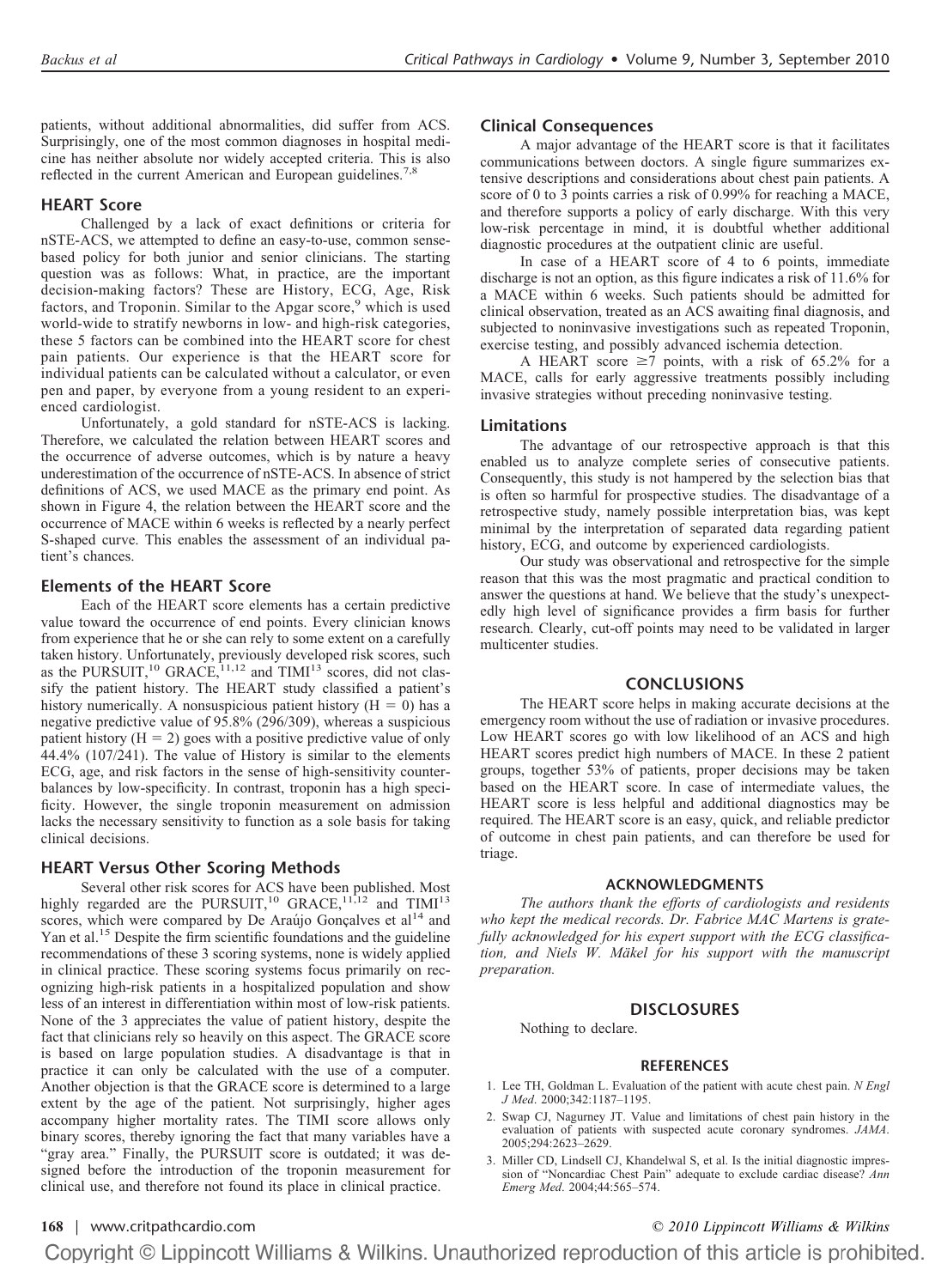patients, without additional abnormalities, did suffer from ACS. Surprisingly, one of the most common diagnoses in hospital medicine has neither absolute nor widely accepted criteria. This is also reflected in the current American and European guidelines.[7,8]

## HEART Score

Challenged by a lack of exact definitions or criteria for nSTE-ACS, we attempted to define an easy-to-use, common sense-based policy for both junior and senior clinicians. The starting question was as follows: What, in practice, are the important decision-making factors? These are History, ECG, Age, Risk factors, and Troponin. Similar to the Apgar score,[9] which is used world-wide to stratify newborns in low- and high-risk categories, these 5 factors can be combined into the HEART score for chest pain patients. Our experience is that the HEART score for individual patients can be calculated without a calculator, or even pen and paper, by everyone from a young resident to an experienced cardiologist.

Unfortunately, a gold standard for nSTE-ACS is lacking. Therefore, we calculated the relation between HEART scores and the occurrence of adverse outcomes, which is by nature a heavy underestimation of the occurrence of nSTE-ACS. In absence of strict definitions of ACS, we used MACE as the primary end point. As shown in Figure 4, the relation between the HEART score and the occurrence of MACE within 6 weeks is reflected by a nearly perfect S-shaped curve. This enables the assessment of an individual patient's chances.

## Elements of the HEART Score

Each of the HEART score elements has a certain predictive value toward the occurrence of end points. Every clinician knows from experience that he or she can rely to some extent on a carefully taken history. Unfortunately, previously developed risk scores, such as the PURSUIT,[10] GRACE,[11,12] and TIMI[13] scores, did not classify the patient history. The HEART study classified a patient's history numerically. A nonsuspicious patient history ($H = 0$) has a negative predictive value of 95.8% (296/309), whereas a suspicious patient history ($H = 2$) goes with a positive predictive value of only 44.4% (107/241). The value of History is similar to the elements ECG, age, and risk factors in the sense of high-sensitivity counterbalances by low-specificity. In contrast, troponin has a high specificity. However, the single troponin measurement on admission lacks the necessary sensitivity to function as a sole basis for taking clinical decisions.

## HEART Versus Other Scoring Methods

Several other risk scores for ACS have been published. Most highly regarded are the PURSUIT,[10] GRACE,[11,12] and TIMI[13] scores, which were compared by De Araújo Gonçalves et al[14] and Yan et al.[15] Despite the firm scientific foundations and the guideline recommendations of these 3 scoring systems, none is widely applied in clinical practice. These scoring systems focus primarily on recognizing high-risk patients in a hospitalized population and show less of an interest in differentiation within most of low-risk patients. None of the 3 appreciates the value of patient history, despite the fact that clinicians rely so heavily on this aspect. The GRACE score is based on large population studies. A disadvantage is that in practice it can only be calculated with the use of a computer. Another objection is that the GRACE score is determined to a large extent by the age of the patient. Not surprisingly, higher ages accompany higher mortality rates. The TIMI score allows only binary scores, thereby ignoring the fact that many variables have a "gray area." Finally, the PURSUIT score is outdated; it was designed before the introduction of the troponin measurement for clinical use, and therefore not found its place in clinical practice.

## Clinical Consequences

A major advantage of the HEART score is that it facilitates communications between doctors. A single figure summarizes extensive descriptions and considerations about chest pain patients. A score of 0 to 3 points carries a risk of 0.99% for reaching a MACE, and therefore supports a policy of early discharge. With this very low-risk percentage in mind, it is doubtful whether additional diagnostic procedures at the outpatient clinic are useful.

In case of a HEART score of 4 to 6 points, immediate discharge is not an option, as this figure indicates a risk of 11.6% for a MACE within 6 weeks. Such patients should be admitted for clinical observation, treated as an ACS awaiting final diagnosis, and subjected to noninvasive investigations such as repeated Troponin, exercise testing, and possibly advanced ischemia detection.

A HEART score $\geq 7$ points, with a risk of 65.2% for a MACE, calls for early aggressive treatments possibly including invasive strategies without preceding noninvasive testing.

## Limitations

The advantage of our retrospective approach is that this enabled us to analyze complete series of consecutive patients. Consequently, this study is not hampered by the selection bias that is often so harmful for prospective studies. The disadvantage of a retrospective study, namely possible interpretation bias, was kept minimal by the interpretation of separated data regarding patient history, ECG, and outcome by experienced cardiologists.

Our study was observational and retrospective for the simple reason that this was the most pragmatic and practical condition to answer the questions at hand. We believe that the study's unexpectedly high level of significance provides a firm basis for further research. Clearly, cut-off points may need to be validated in larger multicenter studies.

## CONCLUSIONS

The HEART score helps in making accurate decisions at the emergency room without the use of radiation or invasive procedures. Low HEART scores go with low likelihood of an ACS and high HEART scores predict high numbers of MACE. In these 2 patient groups, together 53% of patients, proper decisions may be taken based on the HEART score. In case of intermediate values, the HEART score is less helpful and additional diagnostics may be required. The HEART score is an easy, quick, and reliable predictor of outcome in chest pain patients, and can therefore be used for triage.

## ACKNOWLEDGMENTS

*The authors thank the efforts of cardiologists and residents who kept the medical records. Dr. Fabrice MAC Martens is gratefully acknowledged for his expert support with the ECG classification, and Niels W. Mäkel for his support with the manuscript preparation.*

## DISCLOSURES

Nothing to declare.

## REFERENCES

1. Lee TH, Goldman L. Evaluation of the patient with acute chest pain. *N Engl J Med*. 2000;342:1187–1195.
2. Swap CJ, Nagurney JT. Value and limitations of chest pain history in the evaluation of patients with suspected acute coronary syndromes. *JAMA*. 2005;294:2623–2629.
3. Miller CD, Lindsell CJ, Khandelwal S, et al. Is the initial diagnostic impression of "Noncardiac Chest Pain" adequate to exclude cardiac disease? *Ann Emerg Med*. 2004;44:565–574.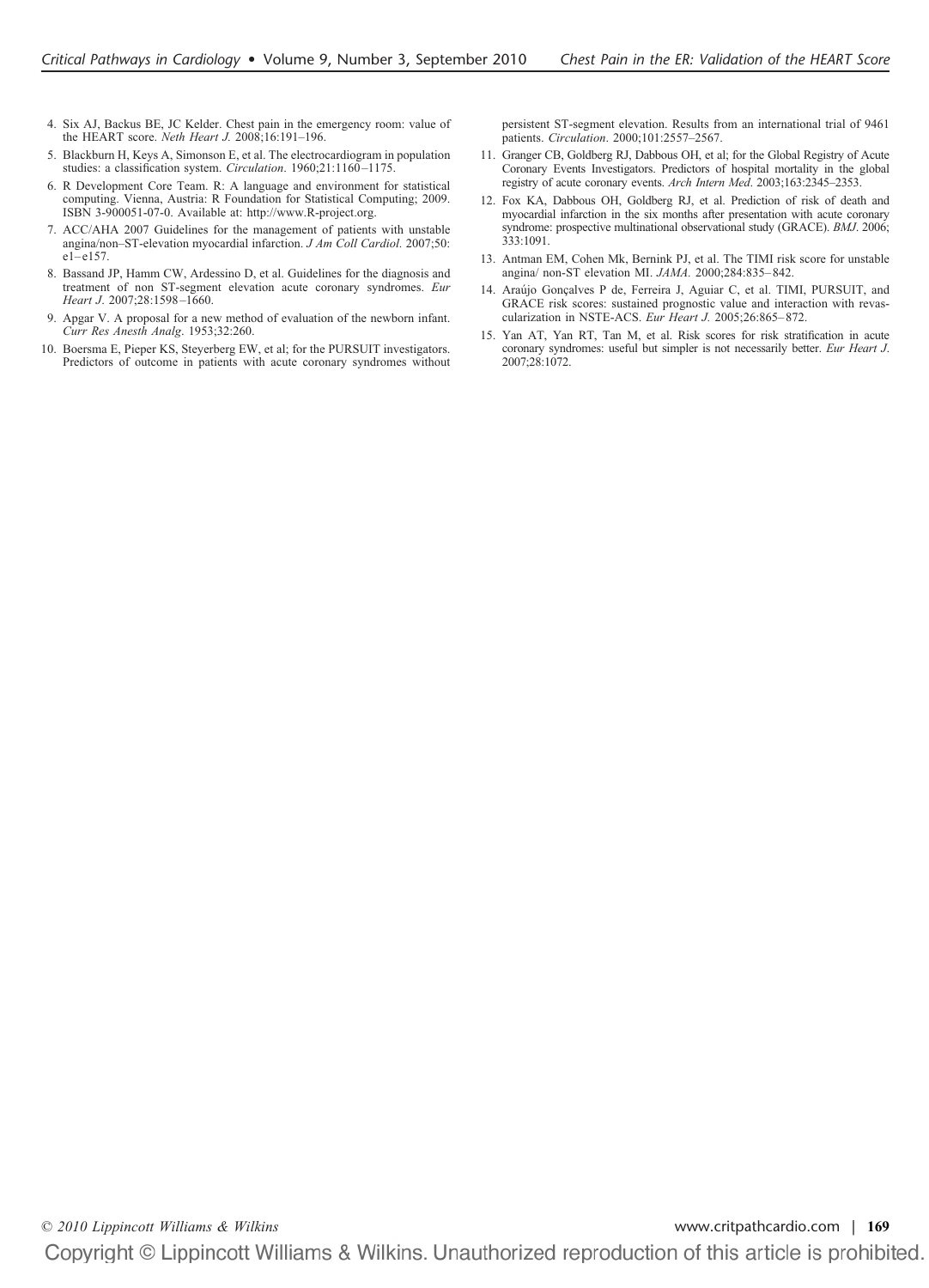4. Six AJ, Backus BE, JC Kelder. Chest pain in the emergency room: value of the HEART score. *Neth Heart J.* 2008;16:191–196.
5. Blackburn H, Keys A, Simonson E, et al. The electrocardiogram in population studies: a classification system. *Circulation*. 1960;21:1160–1175.
6. R Development Core Team. R: A language and environment for statistical computing. Vienna, Austria: R Foundation for Statistical Computing; 2009. ISBN 3-900051-07-0. Available at: http://www.R-project.org.
7. ACC/AHA 2007 Guidelines for the management of patients with unstable angina/non–ST-elevation myocardial infarction. *J Am Coll Cardiol.* 2007;50: e1–e157.
8. Bassand JP, Hamm CW, Ardessino D, et al. Guidelines for the diagnosis and treatment of non ST-segment elevation acute coronary syndromes. *Eur Heart J*. 2007;28:1598–1660.
9. Apgar V. A proposal for a new method of evaluation of the newborn infant. *Curr Res Anesth Analg*. 1953;32:260.
10. Boersma E, Pieper KS, Steyerberg EW, et al; for the PURSUIT investigators. Predictors of outcome in patients with acute coronary syndromes without persistent ST-segment elevation. Results from an international trial of 9461 patients. *Circulation*. 2000;101:2557–2567.
11. Granger CB, Goldberg RJ, Dabbous OH, et al; for the Global Registry of Acute Coronary Events Investigators. Predictors of hospital mortality in the global registry of acute coronary events. *Arch Intern Med*. 2003;163:2345–2353.
12. Fox KA, Dabbous OH, Goldberg RJ, et al. Prediction of risk of death and myocardial infarction in the six months after presentation with acute coronary syndrome: prospective multinational observational study (GRACE). *BMJ*. 2006; 333:1091.
13. Antman EM, Cohen Mk, Bernink PJ, et al. The TIMI risk score for unstable angina/ non-ST elevation MI. *JAMA.* 2000;284:835–842.
14. Araújo Gonçalves P de, Ferreira J, Aguiar C, et al. TIMI, PURSUIT, and GRACE risk scores: sustained prognostic value and interaction with revascularization in NSTE-ACS. *Eur Heart J.* 2005;26:865–872.
15. Yan AT, Yan RT, Tan M, et al. Risk scores for risk stratification in acute coronary syndromes: useful but simpler is not necessarily better. *Eur Heart J*. 2007;28:1072.